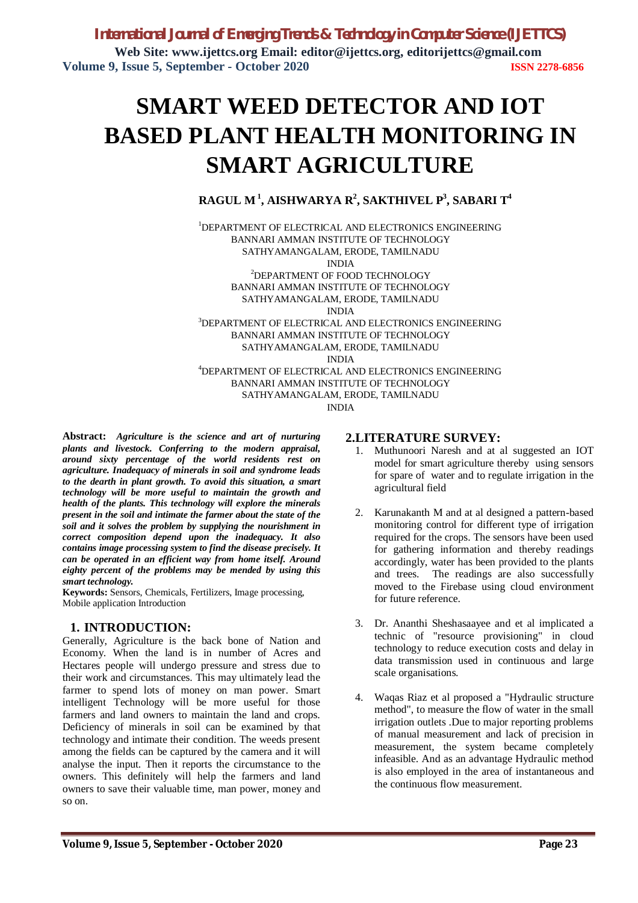# SMART WEED DETECTOR AND IOT BASED PLANT HEALTH MONITORING IN SMART AGRICULTURE

**RAGUL M [1], AISHWARYA R[2], SAKTHIVEL P[3], SABARI T[4]**

[1]DEPARTMENT OF ELECTRICAL AND ELECTRONICS ENGINEERING
BANNARI AMMAN INSTITUTE OF TECHNOLOGY
SATHYAMANGALAM, ERODE, TAMILNADU
INDIA

[2]DEPARTMENT OF FOOD TECHNOLOGY
BANNARI AMMAN INSTITUTE OF TECHNOLOGY
SATHYAMANGALAM, ERODE, TAMILNADU
INDIA

[3]DEPARTMENT OF ELECTRICAL AND ELECTRONICS ENGINEERING
BANNARI AMMAN INSTITUTE OF TECHNOLOGY
SATHYAMANGALAM, ERODE, TAMILNADU
INDIA

[4]DEPARTMENT OF ELECTRICAL AND ELECTRONICS ENGINEERING
BANNARI AMMAN INSTITUTE OF TECHNOLOGY
SATHYAMANGALAM, ERODE, TAMILNADU
INDIA

**Abstract:** ***Agriculture is the science and art of nurturing plants and livestock. Conferring to the modern appraisal, around sixty percentage of the world residents rest on agriculture. Inadequacy of minerals in soil and syndrome leads to the dearth in plant growth. To avoid this situation, a smart technology will be more useful to maintain the growth and health of the plants. This technology will explore the minerals present in the soil and intimate the farmer about the state of the soil and it solves the problem by supplying the nourishment in correct composition depend upon the inadequacy. It also contains image processing system to find the disease precisely. It can be operated in an efficient way from home itself. Around eighty percent of the problems may be mended by using this smart technology.***

**Keywords:** Sensors, Chemicals, Fertilizers, Image processing, Mobile application Introduction

## 1. INTRODUCTION:

Generally, Agriculture is the back bone of Nation and Economy. When the land is in number of Acres and Hectares people will undergo pressure and stress due to their work and circumstances. This may ultimately lead the farmer to spend lots of money on man power. Smart intelligent Technology will be more useful for those farmers and land owners to maintain the land and crops. Deficiency of minerals in soil can be examined by that technology and intimate their condition. The weeds present among the fields can be captured by the camera and it will analyse the input. Then it reports the circumstance to the owners. This definitely will help the farmers and land owners to save their valuable time, man power, money and so on.

## 2.LITERATURE SURVEY:

1. Muthunoori Naresh and at al suggested an IOT model for smart agriculture thereby using sensors for spare of water and to regulate irrigation in the agricultural field
2. Karunakanth M and at al designed a pattern-based monitoring control for different type of irrigation required for the crops. The sensors have been used for gathering information and thereby readings accordingly, water has been provided to the plants and trees. The readings are also successfully moved to the Firebase using cloud environment for future reference.
3. Dr. Ananthi Sheshasaayee and et al implicated a technic of "resource provisioning" in cloud technology to reduce execution costs and delay in data transmission used in continuous and large scale organisations.
4. Waqas Riaz et al proposed a "Hydraulic structure method", to measure the flow of water in the small irrigation outlets .Due to major reporting problems of manual measurement and lack of precision in measurement, the system became completely infeasible. And as an advantage Hydraulic method is also employed in the area of instantaneous and the continuous flow measurement.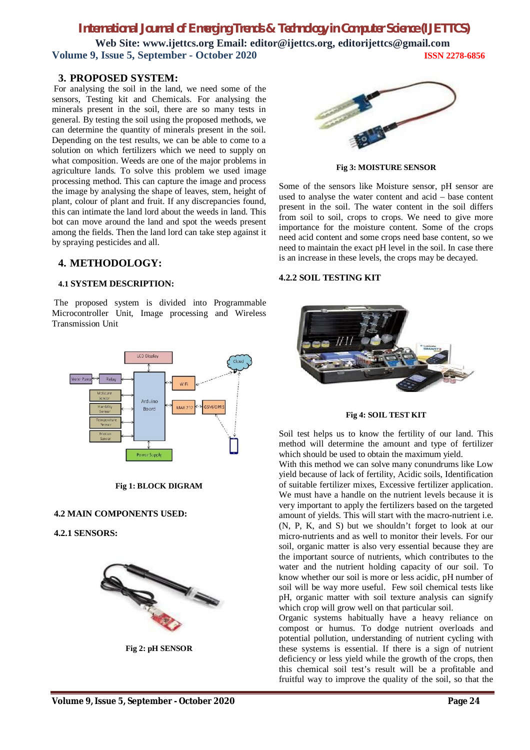## 3. PROPOSED SYSTEM:

For analysing the soil in the land, we need some of the sensors, Testing kit and Chemicals. For analysing the minerals present in the soil, there are so many tests in general. By testing the soil using the proposed methods, we can determine the quantity of minerals present in the soil. Depending on the test results, we can be able to come to a solution on which fertilizers which we need to supply on what composition. Weeds are one of the major problems in agriculture lands. To solve this problem we used image processing method. This can capture the image and process the image by analysing the shape of leaves, stem, height of plant, colour of plant and fruit. If any discrepancies found, this can intimate the land lord about the weeds in land. This bot can move around the land and spot the weeds present among the fields. Then the land lord can take step against it by spraying pesticides and all.

## 4. METHODOLOGY:

### 4.1 SYSTEM DESCRIPTION:

The proposed system is divided into Programmable Microcontroller Unit, Image processing and Wireless Transmission Unit

Fig 1: BLOCK DIGRAM

### 4.2 MAIN COMPONENTS USED:

#### 4.2.1 SENSORS:

Fig 2: pH SENSOR

Fig 3: MOISTURE SENSOR

Some of the sensors like Moisture sensor, pH sensor are used to analyse the water content and acid – base content present in the soil. The water content in the soil differs from soil to soil, crops to crops. We need to give more importance for the moisture content. Some of the crops need acid content and some crops need base content, so we need to maintain the exact pH level in the soil. In case there is an increase in these levels, the crops may be decayed.

#### 4.2.2 SOIL TESTING KIT

Fig 4: SOIL TEST KIT

Soil test helps us to know the fertility of our land. This method will determine the amount and type of fertilizer which should be used to obtain the maximum yield.
With this method we can solve many conundrums like Low yield because of lack of fertility, Acidic soils, Identification of suitable fertilizer mixes, Excessive fertilizer application. We must have a handle on the nutrient levels because it is very important to apply the fertilizers based on the targeted amount of yields. This will start with the macro-nutrient i.e. (N, P, K, and S) but we shouldn't forget to look at our micro-nutrients and as well to monitor their levels. For our soil, organic matter is also very essential because they are the important source of nutrients, which contributes to the water and the nutrient holding capacity of our soil. To know whether our soil is more or less acidic, pH number of soil will be way more useful. Few soil chemical tests like pH, organic matter with soil texture analysis can signify which crop will grow well on that particular soil.
Organic systems habitually have a heavy reliance on compost or humus. To dodge nutrient overloads and potential pollution, understanding of nutrient cycling with these systems is essential. If there is a sign of nutrient deficiency or less yield while the growth of the crops, then this chemical soil test's result will be a profitable and fruitful way to improve the quality of the soil, so that the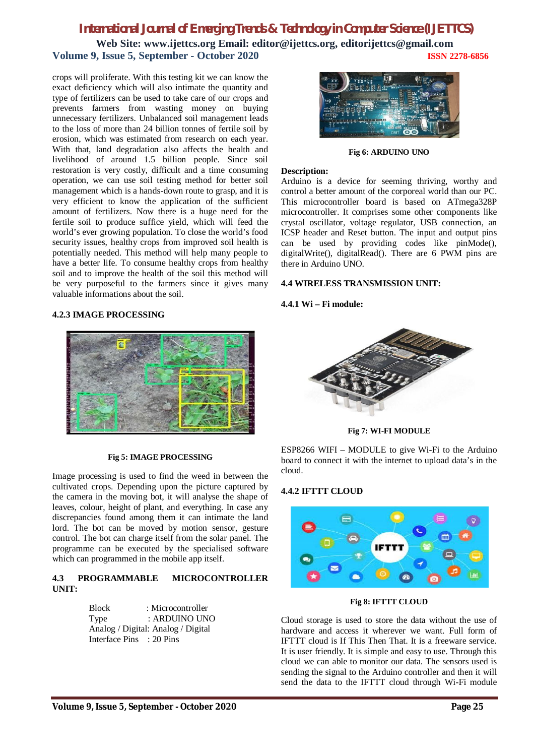crops will proliferate. With this testing kit we can know the exact deficiency which will also intimate the quantity and type of fertilizers can be used to take care of our crops and prevents farmers from wasting money on buying unnecessary fertilizers. Unbalanced soil management leads to the loss of more than 24 billion tonnes of fertile soil by erosion, which was estimated from research on each year. With that, land degradation also affects the health and livelihood of around 1.5 billion people. Since soil restoration is very costly, difficult and a time consuming operation, we can use soil testing method for better soil management which is a hands-down route to grasp, and it is very efficient to know the application of the sufficient amount of fertilizers. Now there is a huge need for the fertile soil to produce suffice yield, which will feed the world's ever growing population. To close the world's food security issues, healthy crops from improved soil health is potentially needed. This method will help many people to have a better life. To consume healthy crops from healthy soil and to improve the health of the soil this method will be very purposeful to the farmers since it gives many valuable informations about the soil.

### 4.2.3 IMAGE PROCESSING

**Fig 5: IMAGE PROCESSING**

Image processing is used to find the weed in between the cultivated crops. Depending upon the picture captured by the camera in the moving bot, it will analyse the shape of leaves, colour, height of plant, and everything. In case any discrepancies found among them it can intimate the land lord. The bot can be moved by motion sensor, gesture control. The bot can charge itself from the solar panel. The programme can be executed by the specialised software which can programmed in the mobile app itself.

### 4.3 PROGRAMMABLE MICROCONTROLLER UNIT:

Block : Microcontroller
Type : ARDUINO UNO
Analog / Digital: Analog / Digital
Interface Pins : 20 Pins

**Fig 6: ARDUINO UNO**

**Description:**
Arduino is a device for seeming thriving, worthy and control a better amount of the corporeal world than our PC. This microcontroller board is based on ATmega328P microcontroller. It comprises some other components like crystal oscillator, voltage regulator, USB connection, an ICSP header and Reset button. The input and output pins can be used by providing codes like pinMode(), digitalWrite(), digitalRead(). There are 6 PWM pins are there in Arduino UNO.

### 4.4 WIRELESS TRANSMISSION UNIT:

#### 4.4.1 Wi – Fi module:

**Fig 7: WI-FI MODULE**

ESP8266 WIFI – MODULE to give Wi-Fi to the Arduino board to connect it with the internet to upload data's in the cloud.

#### 4.4.2 IFTTT CLOUD

**Fig 8: IFTTT CLOUD**

Cloud storage is used to store the data without the use of hardware and access it wherever we want. Full form of IFTTT cloud is If This Then That. It is a freeware service. It is user friendly. It is simple and easy to use. Through this cloud we can able to monitor our data. The sensors used is sending the signal to the Arduino controller and then it will send the data to the IFTTT cloud through Wi-Fi module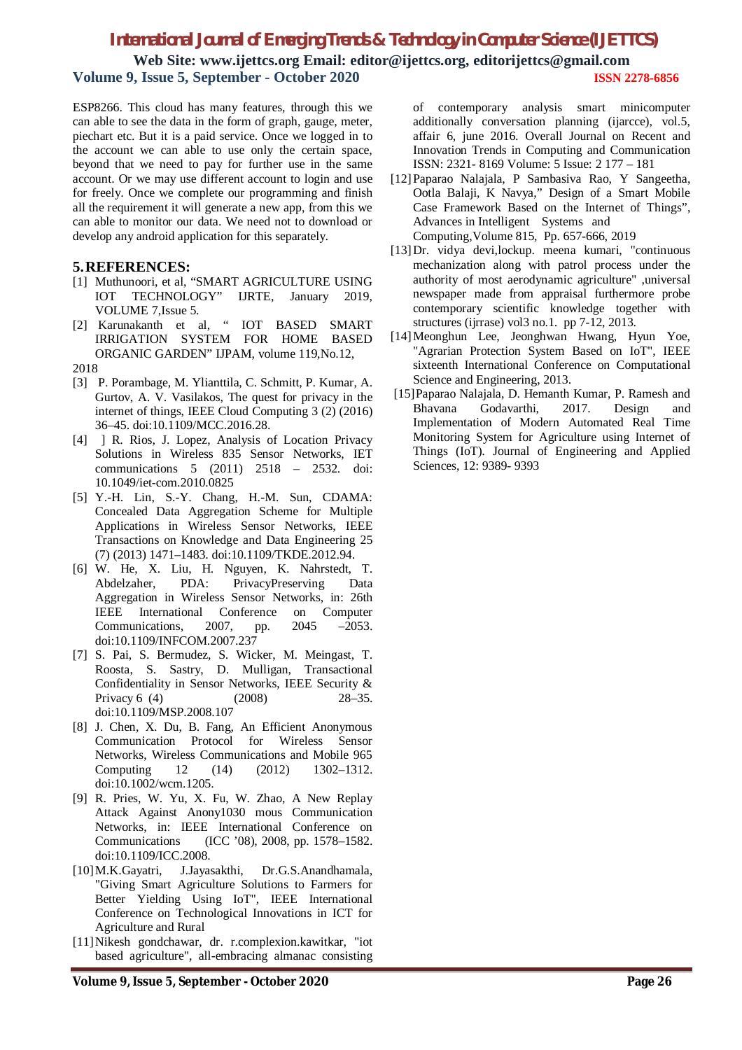ESP8266. This cloud has many features, through this we can able to see the data in the form of graph, gauge, meter, piechart etc. But it is a paid service. Once we logged in to the account we can able to use only the certain space, beyond that we need to pay for further use in the same account. Or we may use different account to login and use for freely. Once we complete our programming and finish all the requirement it will generate a new app, from this we can able to monitor our data. We need not to download or develop any android application for this separately.

## 5. REFERENCES:

[1] Muthunoori, et al, "SMART AGRICULTURE USING IOT TECHNOLOGY" IJRTE, January 2019, VOLUME 7,Issue 5.

[2] Karunakanth et al, " IOT BASED SMART IRRIGATION SYSTEM FOR HOME BASED ORGANIC GARDEN" IJPAM, volume 119,No.12, 2018

[3] P. Porambage, M. Ylianttila, C. Schmitt, P. Kumar, A. Gurtov, A. V. Vasilakos, The quest for privacy in the internet of things, IEEE Cloud Computing 3 (2) (2016) 36–45. doi:10.1109/MCC.2016.28.

[4] ] R. Rios, J. Lopez, Analysis of Location Privacy Solutions in Wireless 835 Sensor Networks, IET communications 5 (2011) 2518 – 2532. doi: 10.1049/iet-com.2010.0825

[5] Y.-H. Lin, S.-Y. Chang, H.-M. Sun, CDAMA: Concealed Data Aggregation Scheme for Multiple Applications in Wireless Sensor Networks, IEEE Transactions on Knowledge and Data Engineering 25 (7) (2013) 1471–1483. doi:10.1109/TKDE.2012.94.

[6] W. He, X. Liu, H. Nguyen, K. Nahrstedt, T. Abdelzaher, PDA: PrivacyPreserving Data Aggregation in Wireless Sensor Networks, in: 26th IEEE International Conference on Computer Communications, 2007, pp. 2045 –2053. doi:10.1109/INFCOM.2007.237

[7] S. Pai, S. Bermudez, S. Wicker, M. Meingast, T. Roosta, S. Sastry, D. Mulligan, Transactional Confidentiality in Sensor Networks, IEEE Security & Privacy 6 (4) (2008) 28–35. doi:10.1109/MSP.2008.107

[8] J. Chen, X. Du, B. Fang, An Efficient Anonymous Communication Protocol for Wireless Sensor Networks, Wireless Communications and Mobile 965 Computing 12 (14) (2012) 1302–1312. doi:10.1002/wcm.1205.

[9] R. Pries, W. Yu, X. Fu, W. Zhao, A New Replay Attack Against Anony1030 mous Communication Networks, in: IEEE International Conference on Communications (ICC '08), 2008, pp. 1578–1582. doi:10.1109/ICC.2008.

[10] M.K.Gayatri, J.Jayasakthi, Dr.G.S.Anandhamala, "Giving Smart Agriculture Solutions to Farmers for Better Yielding Using IoT", IEEE International Conference on Technological Innovations in ICT for Agriculture and Rural

[11] Nikesh gondchawar, dr. r.complexion.kawitkar, "iot based agriculture", all-embracing almanac consisting of contemporary analysis smart minicomputer additionally conversation planning (ijarcce), vol.5, affair 6, june 2016. Overall Journal on Recent and Innovation Trends in Computing and Communication ISSN: 2321- 8169 Volume: 5 Issue: 2 177 – 181

[12] Paparao Nalajala, P Sambasiva Rao, Y Sangeetha, Ootla Balaji, K Navya," Design of a Smart Mobile Case Framework Based on the Internet of Things", Advances in Intelligent Systems and Computing,Volume 815, Pp. 657-666, 2019

[13] Dr. vidya devi,lockup. meena kumari, "continuous mechanization along with patrol process under the authority of most aerodynamic agriculture" ,universal newspaper made from appraisal furthermore probe contemporary scientific knowledge together with structures (ijrrase) vol3 no.1. pp 7-12, 2013.

[14] Meonghun Lee, Jeonghwan Hwang, Hyun Yoe, "Agrarian Protection System Based on IoT", IEEE sixteenth International Conference on Computational Science and Engineering, 2013.

[15] Paparao Nalajala, D. Hemanth Kumar, P. Ramesh and Bhavana Godavarthi, 2017. Design and Implementation of Modern Automated Real Time Monitoring System for Agriculture using Internet of Things (IoT). Journal of Engineering and Applied Sciences, 12: 9389- 9393